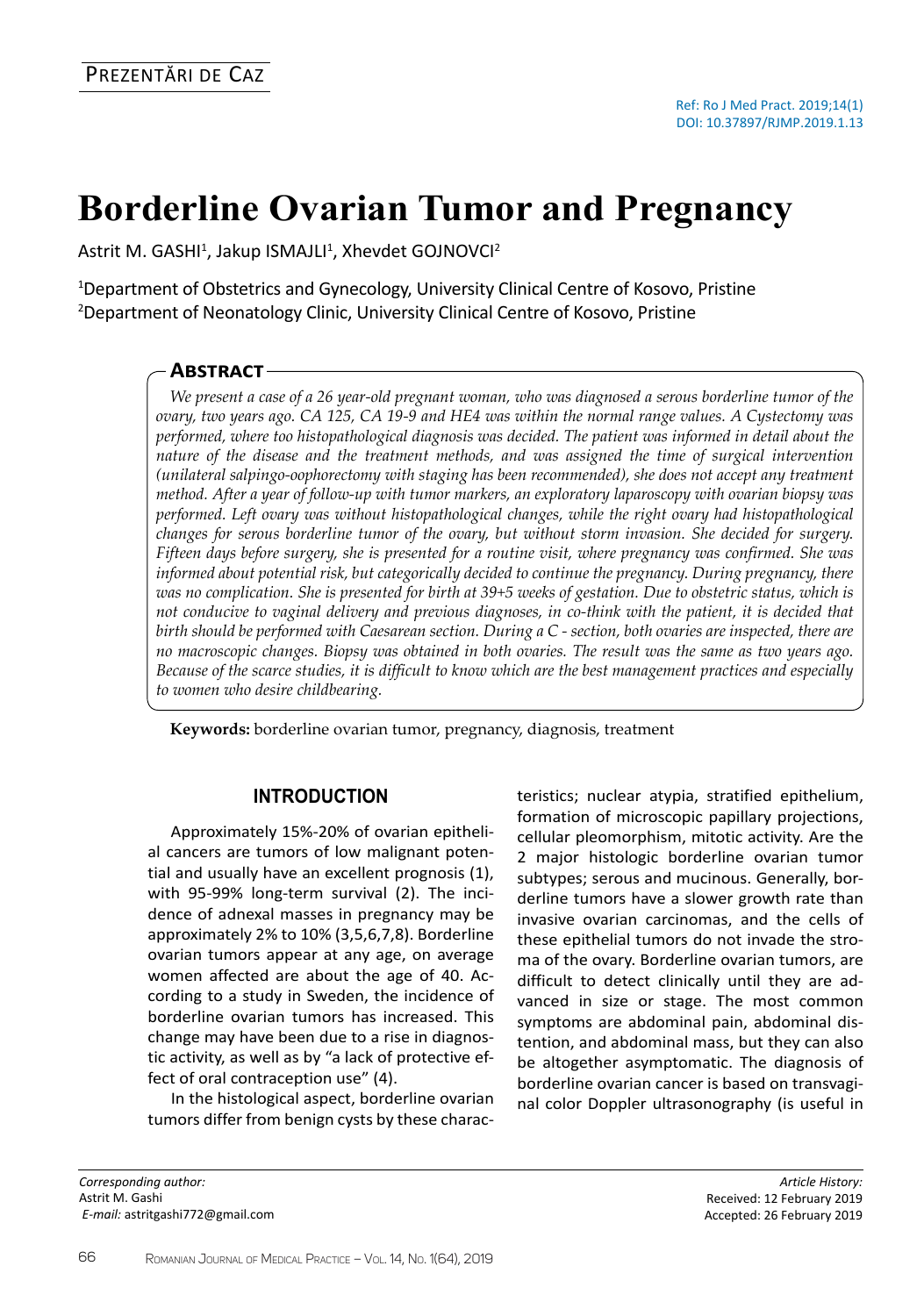Prezentări de Caz

Ref: Ro J Med Pract. 2019;14(1)
DOI: 10.37897/RJMP.2019.1.13

# Borderline Ovarian Tumor and Pregnancy

Astrit M. GASHI[1], Jakup ISMAJLI[1], Xhevdet GOJNOVCI[2]

[1]Department of Obstetrics and Gynecology, University Clinical Centre of Kosovo, Pristine
[2]Department of Neonatology Clinic, University Clinical Centre of Kosovo, Pristine

## Abstract

*We present a case of a 26 year-old pregnant woman, who was diagnosed a serous borderline tumor of the ovary, two years ago. CA 125, CA 19-9 and HE4 was within the normal range values. A Cystectomy was performed, where too histopathological diagnosis was decided. The patient was informed in detail about the nature of the disease and the treatment methods, and was assigned the time of surgical intervention (unilateral salpingo-oophorectomy with staging has been recommended), she does not accept any treatment method. After a year of follow-up with tumor markers, an exploratory laparoscopy with ovarian biopsy was performed. Left ovary was without histopathological changes, while the right ovary had histopathological changes for serous borderline tumor of the ovary, but without storm invasion. She decided for surgery. Fifteen days before surgery, she is presented for a routine visit, where pregnancy was confirmed. She was informed about potential risk, but categorically decided to continue the pregnancy. During pregnancy, there was no complication. She is presented for birth at 39+5 weeks of gestation. Due to obstetric status, which is not conducive to vaginal delivery and previous diagnoses, in co-think with the patient, it is decided that birth should be performed with Caesarean section. During a C - section, both ovaries are inspected, there are no macroscopic changes. Biopsy was obtained in both ovaries. The result was the same as two years ago. Because of the scarce studies, it is difficult to know which are the best management practices and especially to women who desire childbearing.*

**Keywords:** borderline ovarian tumor, pregnancy, diagnosis, treatment

## INTRODUCTION

Approximately 15%-20% of ovarian epithelial cancers are tumors of low malignant potential and usually have an excellent prognosis (1), with 95-99% long-term survival (2). The incidence of adnexal masses in pregnancy may be approximately 2% to 10% (3,5,6,7,8). Borderline ovarian tumors appear at any age, on average women affected are about the age of 40. According to a study in Sweden, the incidence of borderline ovarian tumors has increased. This change may have been due to a rise in diagnostic activity, as well as by "a lack of protective effect of oral contraception use" (4).

In the histological aspect, borderline ovarian tumors differ from benign cysts by these characteristics; nuclear atypia, stratified epithelium, formation of microscopic papillary projections, cellular pleomorphism, mitotic activity. Are the 2 major histologic borderline ovarian tumor subtypes; serous and mucinous. Generally, borderline tumors have a slower growth rate than invasive ovarian carcinomas, and the cells of these epithelial tumors do not invade the stroma of the ovary. Borderline ovarian tumors, are difficult to detect clinically until they are advanced in size or stage. The most common symptoms are abdominal pain, abdominal distention, and abdominal mass, but they can also be altogether asymptomatic. The diagnosis of borderline ovarian cancer is based on transvaginal color Doppler ultrasonography (is useful in

*Corresponding author:*
Astrit M. Gashi
*E-mail:* astritgashi772@gmail.com

*Article History:*
Received: 12 February 2019
Accepted: 26 February 2019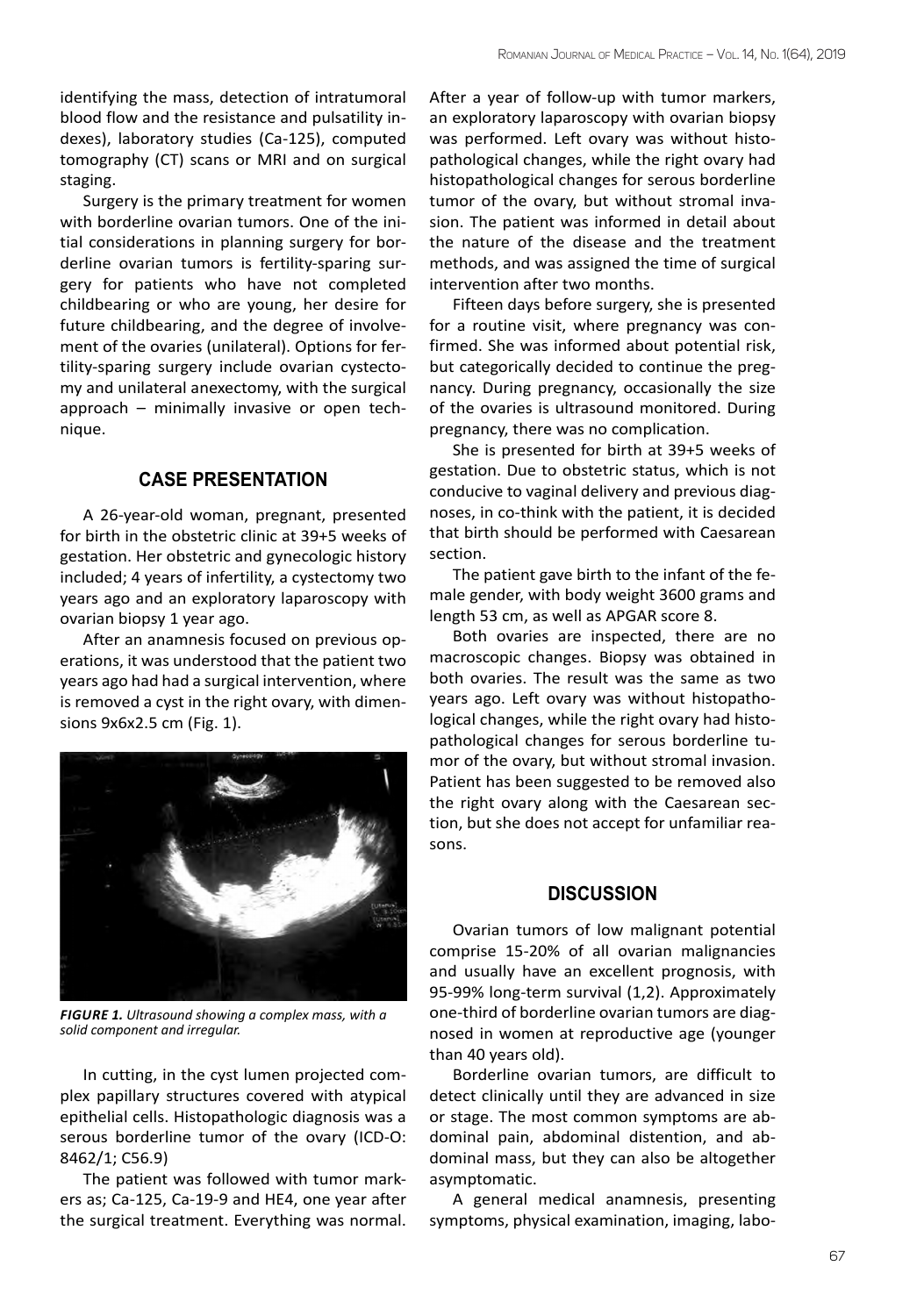identifying the mass, detection of intratumoral blood flow and the resistance and pulsatility indexes), laboratory studies (Ca-125), computed tomography (CT) scans or MRI and on surgical staging.

Surgery is the primary treatment for women with borderline ovarian tumors. One of the initial considerations in planning surgery for borderline ovarian tumors is fertility-sparing surgery for patients who have not completed childbearing or who are young, her desire for future childbearing, and the degree of involvement of the ovaries (unilateral). Options for fertility-sparing surgery include ovarian cystectomy and unilateral anexectomy, with the surgical approach – minimally invasive or open technique.

## CASE PRESENTATION

A 26-year-old woman, pregnant, presented for birth in the obstetric clinic at 39+5 weeks of gestation. Her obstetric and gynecologic history included; 4 years of infertility, a cystectomy two years ago and an exploratory laparoscopy with ovarian biopsy 1 year ago.

After an anamnesis focused on previous operations, it was understood that the patient two years ago had had a surgical intervention, where is removed a cyst in the right ovary, with dimensions 9x6x2.5 cm (Fig. 1).

*FIGURE 1. Ultrasound showing a complex mass, with a solid component and irregular.*

In cutting, in the cyst lumen projected complex papillary structures covered with atypical epithelial cells. Histopathologic diagnosis was a serous borderline tumor of the ovary (ICD-O: 8462/1; C56.9)

The patient was followed with tumor markers as; Ca-125, Ca-19-9 and HE4, one year after the surgical treatment. Everything was normal. After a year of follow-up with tumor markers, an exploratory laparoscopy with ovarian biopsy was performed. Left ovary was without histopathological changes, while the right ovary had histopathological changes for serous borderline tumor of the ovary, but without stromal invasion. The patient was informed in detail about the nature of the disease and the treatment methods, and was assigned the time of surgical intervention after two months.

Fifteen days before surgery, she is presented for a routine visit, where pregnancy was confirmed. She was informed about potential risk, but categorically decided to continue the pregnancy. During pregnancy, occasionally the size of the ovaries is ultrasound monitored. During pregnancy, there was no complication.

She is presented for birth at 39+5 weeks of gestation. Due to obstetric status, which is not conducive to vaginal delivery and previous diagnoses, in co-think with the patient, it is decided that birth should be performed with Caesarean section.

The patient gave birth to the infant of the female gender, with body weight 3600 grams and length 53 cm, as well as APGAR score 8.

Both ovaries are inspected, there are no macroscopic changes. Biopsy was obtained in both ovaries. The result was the same as two years ago. Left ovary was without histopathological changes, while the right ovary had histopathological changes for serous borderline tumor of the ovary, but without stromal invasion. Patient has been suggested to be removed also the right ovary along with the Caesarean section, but she does not accept for unfamiliar reasons.

## DISCUSSION

Ovarian tumors of low malignant potential comprise 15-20% of all ovarian malignancies and usually have an excellent prognosis, with 95-99% long-term survival (1,2). Approximately one-third of borderline ovarian tumors are diagnosed in women at reproductive age (younger than 40 years old).

Borderline ovarian tumors, are difficult to detect clinically until they are advanced in size or stage. The most common symptoms are abdominal pain, abdominal distention, and abdominal mass, but they can also be altogether asymptomatic.

A general medical anamnesis, presenting symptoms, physical examination, imaging, labo-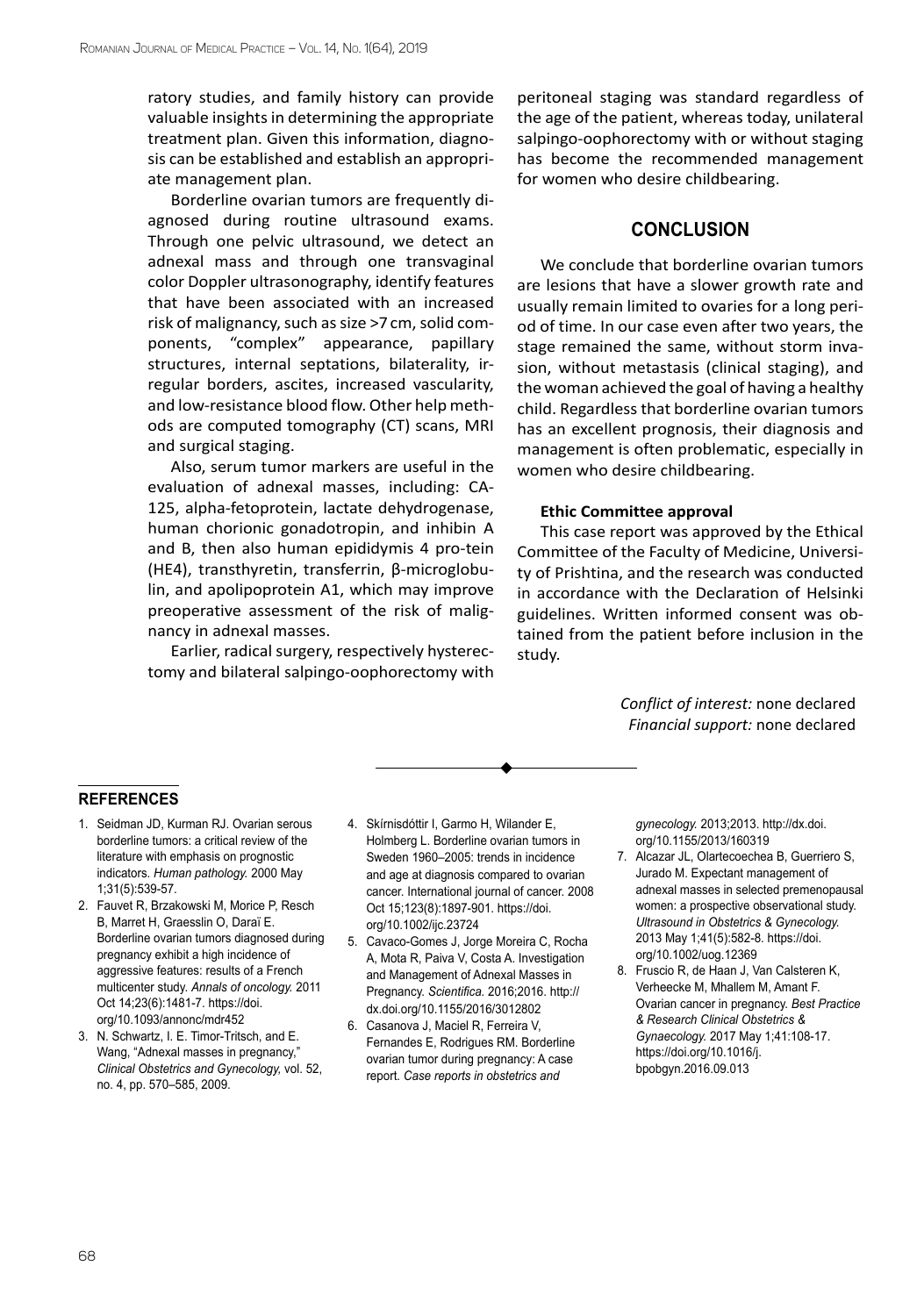ratory studies, and family history can provide valuable insights in determining the appropriate treatment plan. Given this information, diagnosis can be established and establish an appropriate management plan.

Borderline ovarian tumors are frequently diagnosed during routine ultrasound exams. Through one pelvic ultrasound, we detect an adnexal mass and through one transvaginal color Doppler ultrasonography, identify features that have been associated with an increased risk of malignancy, such as size >7 cm, solid components, "complex" appearance, papillary structures, internal septations, bilaterality, irregular borders, ascites, increased vascularity, and low-resistance blood flow. Other help methods are computed tomography (CT) scans, MRI and surgical staging.

Also, serum tumor markers are useful in the evaluation of adnexal masses, including: CA-125, alpha-fetoprotein, lactate dehydrogenase, human chorionic gonadotropin, and inhibin A and B, then also human epididymis 4 pro-tein (HE4), transthyretin, transferrin, β-microglobulin, and apolipoprotein A1, which may improve preoperative assessment of the risk of malignancy in adnexal masses.

Earlier, radical surgery, respectively hysterectomy and bilateral salpingo-oophorectomy with peritoneal staging was standard regardless of the age of the patient, whereas today, unilateral salpingo-oophorectomy with or without staging has become the recommended management for women who desire childbearing.

## CONCLUSION

We conclude that borderline ovarian tumors are lesions that have a slower growth rate and usually remain limited to ovaries for a long period of time. In our case even after two years, the stage remained the same, without storm invasion, without metastasis (clinical staging), and the woman achieved the goal of having a healthy child. Regardless that borderline ovarian tumors has an excellent prognosis, their diagnosis and management is often problematic, especially in women who desire childbearing.

**Ethic Committee approval**

This case report was approved by the Ethical Committee of the Faculty of Medicine, University of Prishtina, and the research was conducted in accordance with the Declaration of Helsinki guidelines. Written informed consent was obtained from the patient before inclusion in the study.

*Conflict of interest:* none declared
*Financial support:* none declared

## REFERENCES

1. Seidman JD, Kurman RJ. Ovarian serous borderline tumors: a critical review of the literature with emphasis on prognostic indicators. *Human pathology.* 2000 May 1;31(5):539-57.
2. Fauvet R, Brzakowski M, Morice P, Resch B, Marret H, Graesslin O, Daraï E. Borderline ovarian tumors diagnosed during pregnancy exhibit a high incidence of aggressive features: results of a French multicenter study. *Annals of oncology.* 2011 Oct 14;23(6):1481-7. https://doi.org/10.1093/annonc/mdr452
3. N. Schwartz, I. E. Timor-Tritsch, and E. Wang, "Adnexal masses in pregnancy," *Clinical Obstetrics and Gynecology,* vol. 52, no. 4, pp. 570–585, 2009.
4. Skírnisdóttir I, Garmo H, Wilander E, Holmberg L. Borderline ovarian tumors in Sweden 1960–2005: trends in incidence and age at diagnosis compared to ovarian cancer. International journal of cancer. 2008 Oct 15;123(8):1897-901. https://doi.org/10.1002/ijc.23724
5. Cavaco-Gomes J, Jorge Moreira C, Rocha A, Mota R, Paiva V, Costa A. Investigation and Management of Adnexal Masses in Pregnancy. *Scientifica.* 2016;2016. http://dx.doi.org/10.1155/2016/3012802
6. Casanova J, Maciel R, Ferreira V, Fernandes E, Rodrigues RM. Borderline ovarian tumor during pregnancy: A case report. *Case reports in obstetrics and gynecology.* 2013;2013. http://dx.doi.org/10.1155/2013/160319
7. Alcazar JL, Olartecoechea B, Guerriero S, Jurado M. Expectant management of adnexal masses in selected premenopausal women: a prospective observational study. *Ultrasound in Obstetrics & Gynecology.* 2013 May 1;41(5):582-8. https://doi.org/10.1002/uog.12369
8. Fruscio R, de Haan J, Van Calsteren K, Verheecke M, Mhallem M, Amant F. Ovarian cancer in pregnancy. *Best Practice & Research Clinical Obstetrics & Gynaecology.* 2017 May 1;41:108-17. https://doi.org/10.1016/j.bpobgyn.2016.09.013